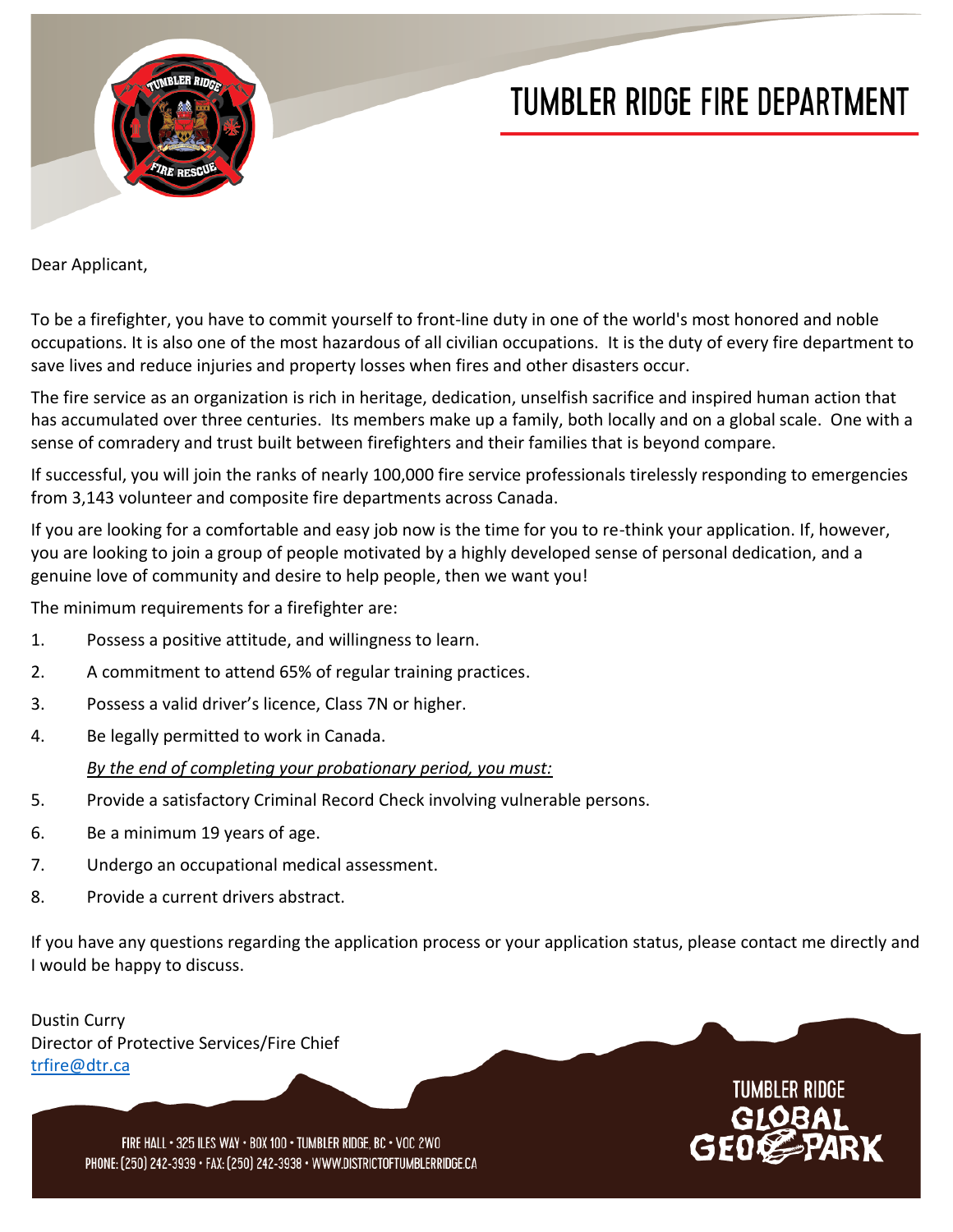# TUMBLER RIDGE FIRE DEPARTMENT

Dear Applicant,

To be a firefighter, you have to commit yourself to front-line duty in one of the world's most honored and noble occupations. It is also one of the most hazardous of all civilian occupations. It is the duty of every fire department to save lives and reduce injuries and property losses when fires and other disasters occur.

The fire service as an organization is rich in heritage, dedication, unselfish sacrifice and inspired human action that has accumulated over three centuries. Its members make up a family, both locally and on a global scale. One with a sense of comradery and trust built between firefighters and their families that is beyond compare.

If successful, you will join the ranks of nearly 100,000 fire service professionals tirelessly responding to emergencies from 3,143 volunteer and composite fire departments across Canada.

If you are looking for a comfortable and easy job now is the time for you to re-think your application. If, however, you are looking to join a group of people motivated by a highly developed sense of personal dedication, and a genuine love of community and desire to help people, then we want you!

The minimum requirements for a firefighter are:

1. Possess a positive attitude, and willingness to learn.
2. A commitment to attend 65% of regular training practices.
3. Possess a valid driver's licence, Class 7N or higher.
4. Be legally permitted to work in Canada.

   *By the end of completing your probationary period, you must:*

5. Provide a satisfactory Criminal Record Check involving vulnerable persons.
6. Be a minimum 19 years of age.
7. Undergo an occupational medical assessment.
8. Provide a current drivers abstract.

If you have any questions regarding the application process or your application status, please contact me directly and I would be happy to discuss.

Dustin Curry
Director of Protective Services/Fire Chief
trfire@dtr.ca

FIRE HALL • 325 ILES WAY • BOX 100 • TUMBLER RIDGE, BC • V0C 2W0
PHONE: (250) 242-3939 • FAX: (250) 242-3938 • WWW.DISTRICTOFTUMBLERRIDGE.CA

TUMBLER RIDGE GLOBAL GEOPARK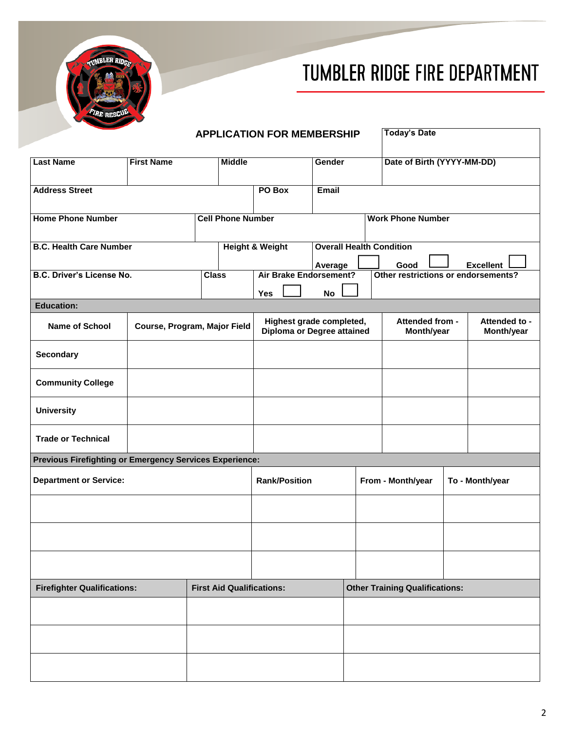# TUMBLER RIDGE FIRE DEPARTMENT

## APPLICATION FOR MEMBERSHIP

| Today's Date |
|---|
| |

| Last Name | First Name | Middle | Gender | Date of Birth (YYYY-MM-DD) |
|---|---|---|---|---|
| | | | | |

| Address Street | PO Box | Email |
|---|---|---|
| | | |

| Home Phone Number | Cell Phone Number | Work Phone Number |
|---|---|---|
| | | |

| B.C. Health Care Number | Height & Weight | Overall Health Condition |
|---|---|---|
| | | Average ☐ Good ☐ Excellent ☐ |

| B.C. Driver's License No. | Class | Air Brake Endorsement? | Other restrictions or endorsements? |
|---|---|---|---|
| | | Yes ☐ No ☐ | |

**Education:**

| Name of School | Course, Program, Major Field | Highest grade completed, Diploma or Degree attained | Attended from - Month/year | Attended to - Month/year |
|---|---|---|---|---|
| Secondary | | | | |
| Community College | | | | |
| University | | | | |
| Trade or Technical | | | | |

**Previous Firefighting or Emergency Services Experience:**

| Department or Service: | Rank/Position | From - Month/year | To - Month/year |
|---|---|---|---|
| | | | |
| | | | |
| | | | |

| Firefighter Qualifications: | First Aid Qualifications: | Other Training Qualifications: |
|---|---|---|
| | | |
| | | |
| | | |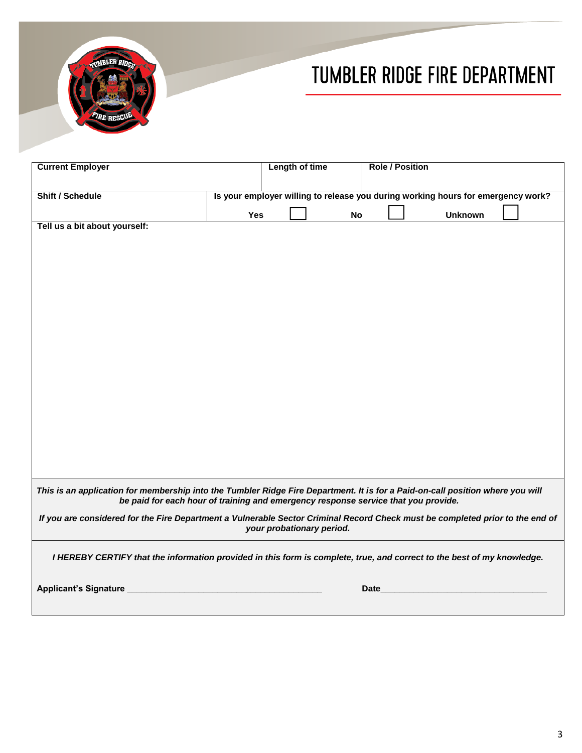# TUMBLER RIDGE FIRE DEPARTMENT

| Current Employer | Length of time | Role / Position |
|---|---|---|
| | | |

| Shift / Schedule | Is your employer willing to release you during working hours for emergency work? |
|---|---|
| | Yes ☐ No ☐ Unknown ☐ |

**Tell us a bit about yourself:**

*This is an application for membership into the Tumbler Ridge Fire Department. It is for a Paid-on-call position where you will be paid for each hour of training and emergency response service that you provide.*

*If you are considered for the Fire Department a Vulnerable Sector Criminal Record Check must be completed prior to the end of your probationary period.*

*I HEREBY CERTIFY that the information provided in this form is complete, true, and correct to the best of my knowledge.*

**Applicant's Signature** ________________________________________ **Date**__________________________________